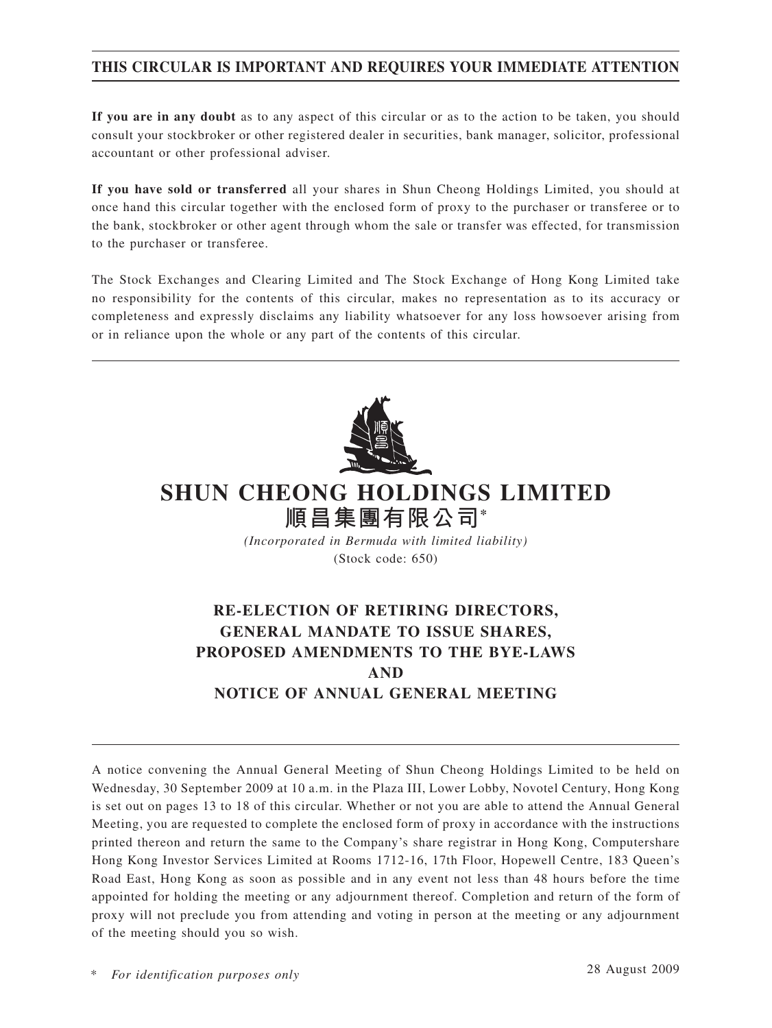**THIS CIRCULAR IS IMPORTANT AND REQUIRES YOUR IMMEDIATE ATTENTION**

**If you are in any doubt** as to any aspect of this circular or as to the action to be taken, you should consult your stockbroker or other registered dealer in securities, bank manager, solicitor, professional accountant or other professional adviser.

**If you have sold or transferred** all your shares in Shun Cheong Holdings Limited, you should at once hand this circular together with the enclosed form of proxy to the purchaser or transferee or to the bank, stockbroker or other agent through whom the sale or transfer was effected, for transmission to the purchaser or transferee.

The Stock Exchanges and Clearing Limited and The Stock Exchange of Hong Kong Limited take no responsibility for the contents of this circular, makes no representation as to its accuracy or completeness and expressly disclaims any liability whatsoever for any loss howsoever arising from or in reliance upon the whole or any part of the contents of this circular.

# SHUN CHEONG HOLDINGS LIMITED
# 順昌集團有限公司*

*(Incorporated in Bermuda with limited liability)*
(Stock code: 650)

## RE-ELECTION OF RETIRING DIRECTORS, GENERAL MANDATE TO ISSUE SHARES, PROPOSED AMENDMENTS TO THE BYE-LAWS AND NOTICE OF ANNUAL GENERAL MEETING

A notice convening the Annual General Meeting of Shun Cheong Holdings Limited to be held on Wednesday, 30 September 2009 at 10 a.m. in the Plaza III, Lower Lobby, Novotel Century, Hong Kong is set out on pages 13 to 18 of this circular. Whether or not you are able to attend the Annual General Meeting, you are requested to complete the enclosed form of proxy in accordance with the instructions printed thereon and return the same to the Company's share registrar in Hong Kong, Computershare Hong Kong Investor Services Limited at Rooms 1712-16, 17th Floor, Hopewell Centre, 183 Queen's Road East, Hong Kong as soon as possible and in any event not less than 48 hours before the time appointed for holding the meeting or any adjournment thereof. Completion and return of the form of proxy will not preclude you from attending and voting in person at the meeting or any adjournment of the meeting should you so wish.

\* *For identification purposes only*

28 August 2009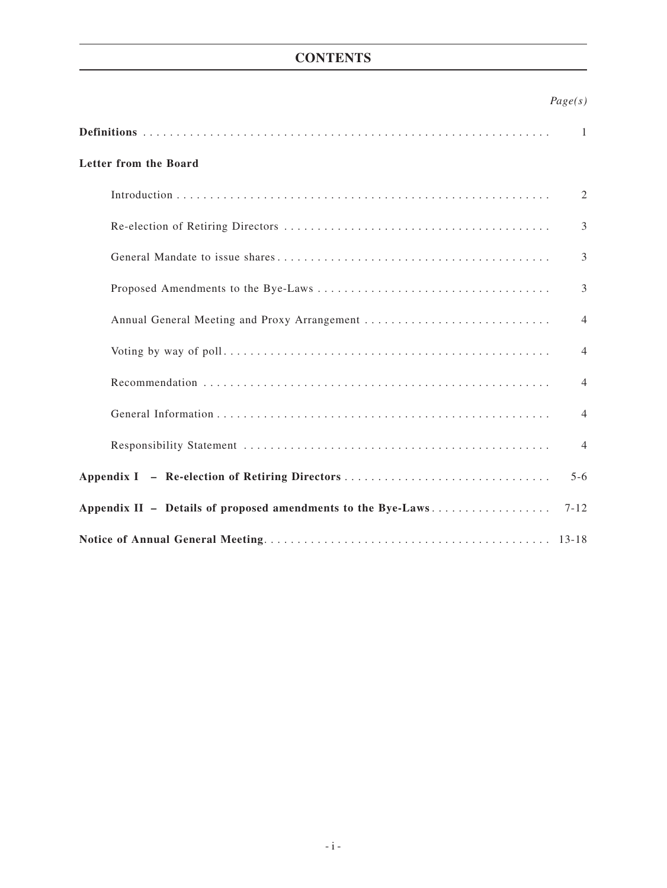# CONTENTS

| | *Page(s)* |
|---|---|
| **Definitions** | 1 |
| **Letter from the Board** | |
| Introduction | 2 |
| Re-election of Retiring Directors | 3 |
| General Mandate to issue shares | 3 |
| Proposed Amendments to the Bye-Laws | 3 |
| Annual General Meeting and Proxy Arrangement | 4 |
| Voting by way of poll | 4 |
| Recommendation | 4 |
| General Information | 4 |
| Responsibility Statement | 4 |
| **Appendix I – Re-election of Retiring Directors** | 5-6 |
| **Appendix II – Details of proposed amendments to the Bye-Laws** | 7-12 |
| **Notice of Annual General Meeting** | 13-18 |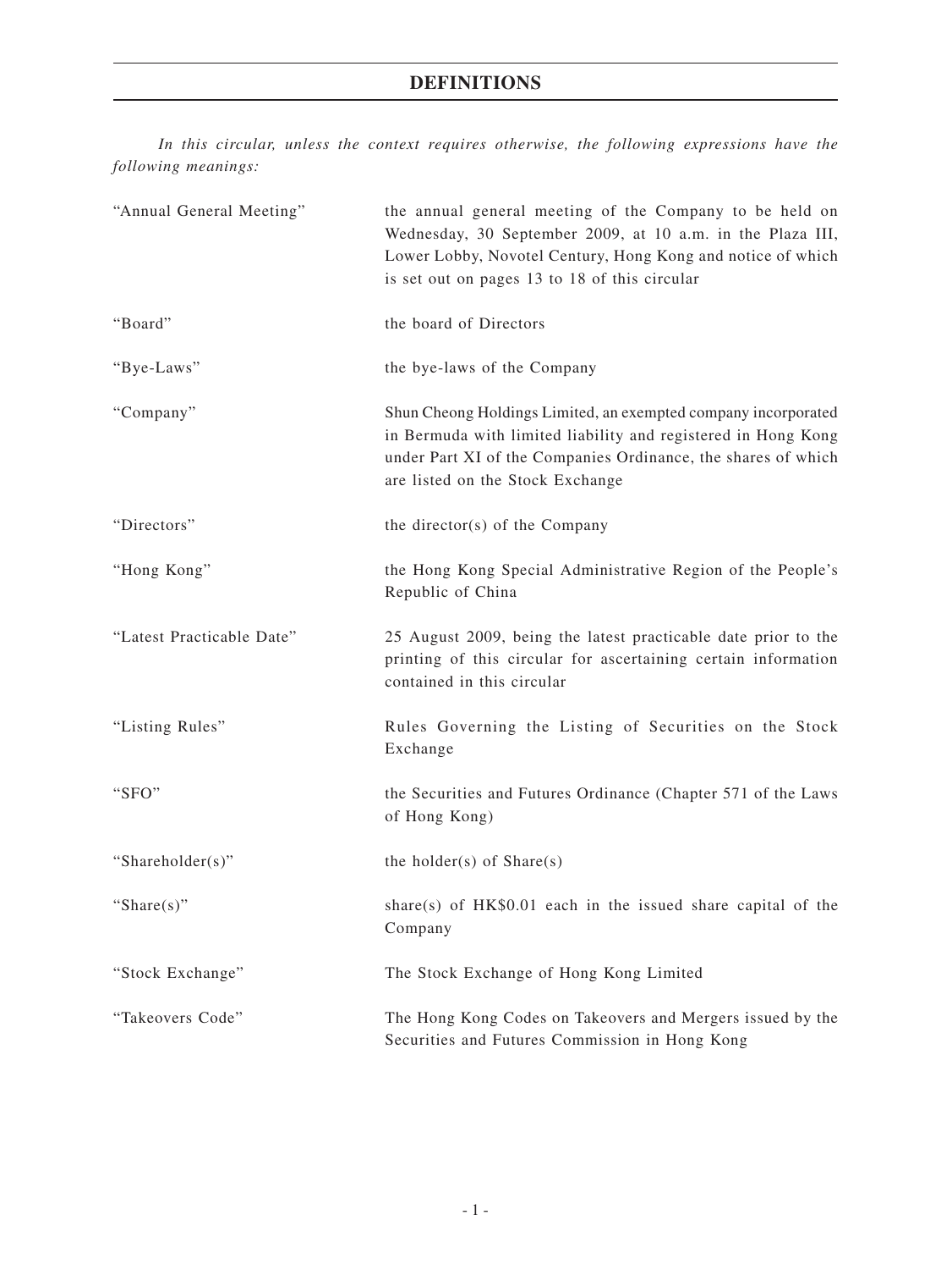# DEFINITIONS

*In this circular, unless the context requires otherwise, the following expressions have the following meanings:*

| | |
|---|---|
| "Annual General Meeting" | the annual general meeting of the Company to be held on Wednesday, 30 September 2009, at 10 a.m. in the Plaza III, Lower Lobby, Novotel Century, Hong Kong and notice of which is set out on pages 13 to 18 of this circular |
| "Board" | the board of Directors |
| "Bye-Laws" | the bye-laws of the Company |
| "Company" | Shun Cheong Holdings Limited, an exempted company incorporated in Bermuda with limited liability and registered in Hong Kong under Part XI of the Companies Ordinance, the shares of which are listed on the Stock Exchange |
| "Directors" | the director(s) of the Company |
| "Hong Kong" | the Hong Kong Special Administrative Region of the People's Republic of China |
| "Latest Practicable Date" | 25 August 2009, being the latest practicable date prior to the printing of this circular for ascertaining certain information contained in this circular |
| "Listing Rules" | Rules Governing the Listing of Securities on the Stock Exchange |
| "SFO" | the Securities and Futures Ordinance (Chapter 571 of the Laws of Hong Kong) |
| "Shareholder(s)" | the holder(s) of Share(s) |
| "Share(s)" | share(s) of HK$0.01 each in the issued share capital of the Company |
| "Stock Exchange" | The Stock Exchange of Hong Kong Limited |
| "Takeovers Code" | The Hong Kong Codes on Takeovers and Mergers issued by the Securities and Futures Commission in Hong Kong |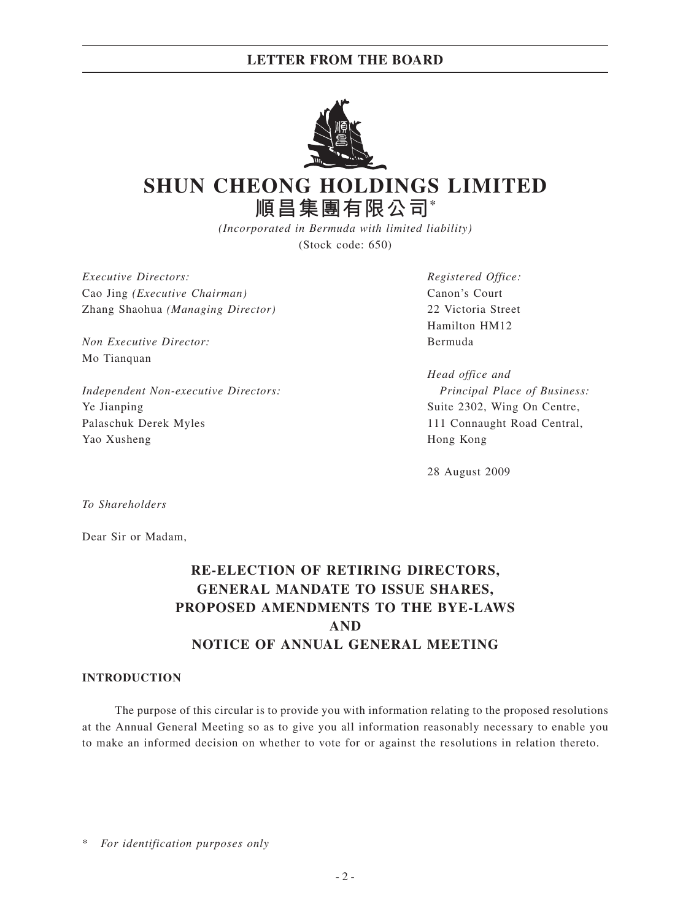# SHUN CHEONG HOLDINGS LIMITED

# 順昌集團有限公司*

*(Incorporated in Bermuda with limited liability)*

(Stock code: 650)

*Executive Directors:*
Cao Jing *(Executive Chairman)*
Zhang Shaohua *(Managing Director)*

*Non Executive Director:*
Mo Tianquan

*Independent Non-executive Directors:*
Ye Jianping
Palaschuk Derek Myles
Yao Xusheng

*Registered Office:*
Canon's Court
22 Victoria Street
Hamilton HM12
Bermuda

*Head office and Principal Place of Business:*
Suite 2302, Wing On Centre,
111 Connaught Road Central,
Hong Kong

28 August 2009

*To Shareholders*

Dear Sir or Madam,

## RE-ELECTION OF RETIRING DIRECTORS, GENERAL MANDATE TO ISSUE SHARES, PROPOSED AMENDMENTS TO THE BYE-LAWS AND NOTICE OF ANNUAL GENERAL MEETING

### INTRODUCTION

The purpose of this circular is to provide you with information relating to the proposed resolutions at the Annual General Meeting so as to give you all information reasonably necessary to enable you to make an informed decision on whether to vote for or against the resolutions in relation thereto.

\* *For identification purposes only*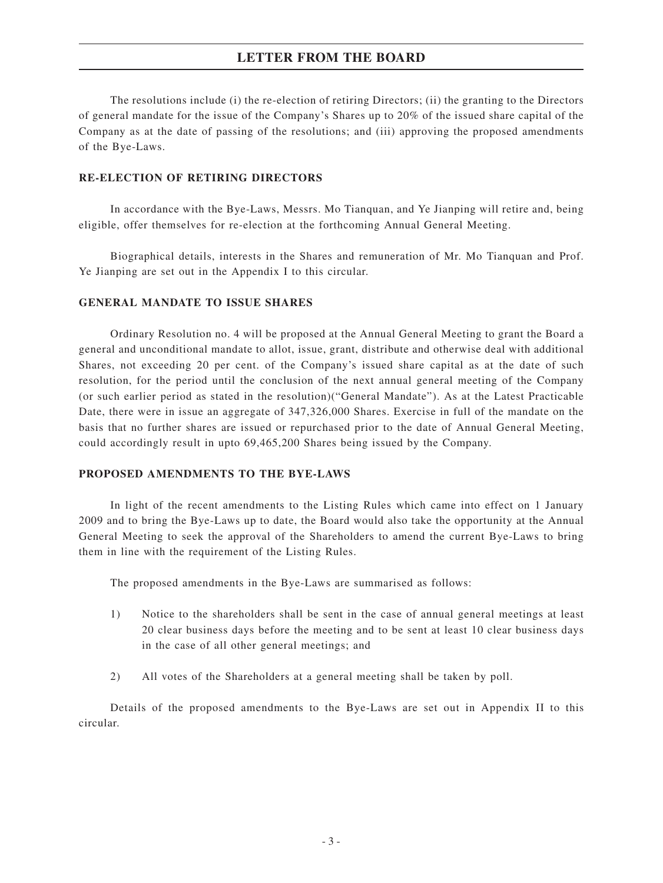The resolutions include (i) the re-election of retiring Directors; (ii) the granting to the Directors of general mandate for the issue of the Company's Shares up to 20% of the issued share capital of the Company as at the date of passing of the resolutions; and (iii) approving the proposed amendments of the Bye-Laws.

**RE-ELECTION OF RETIRING DIRECTORS**

In accordance with the Bye-Laws, Messrs. Mo Tianquan, and Ye Jianping will retire and, being eligible, offer themselves for re-election at the forthcoming Annual General Meeting.

Biographical details, interests in the Shares and remuneration of Mr. Mo Tianquan and Prof. Ye Jianping are set out in the Appendix I to this circular.

**GENERAL MANDATE TO ISSUE SHARES**

Ordinary Resolution no. 4 will be proposed at the Annual General Meeting to grant the Board a general and unconditional mandate to allot, issue, grant, distribute and otherwise deal with additional Shares, not exceeding 20 per cent. of the Company's issued share capital as at the date of such resolution, for the period until the conclusion of the next annual general meeting of the Company (or such earlier period as stated in the resolution)("General Mandate"). As at the Latest Practicable Date, there were in issue an aggregate of 347,326,000 Shares. Exercise in full of the mandate on the basis that no further shares are issued or repurchased prior to the date of Annual General Meeting, could accordingly result in upto 69,465,200 Shares being issued by the Company.

**PROPOSED AMENDMENTS TO THE BYE-LAWS**

In light of the recent amendments to the Listing Rules which came into effect on 1 January 2009 and to bring the Bye-Laws up to date, the Board would also take the opportunity at the Annual General Meeting to seek the approval of the Shareholders to amend the current Bye-Laws to bring them in line with the requirement of the Listing Rules.

The proposed amendments in the Bye-Laws are summarised as follows:

1) Notice to the shareholders shall be sent in the case of annual general meetings at least 20 clear business days before the meeting and to be sent at least 10 clear business days in the case of all other general meetings; and

2) All votes of the Shareholders at a general meeting shall be taken by poll.

Details of the proposed amendments to the Bye-Laws are set out in Appendix II to this circular.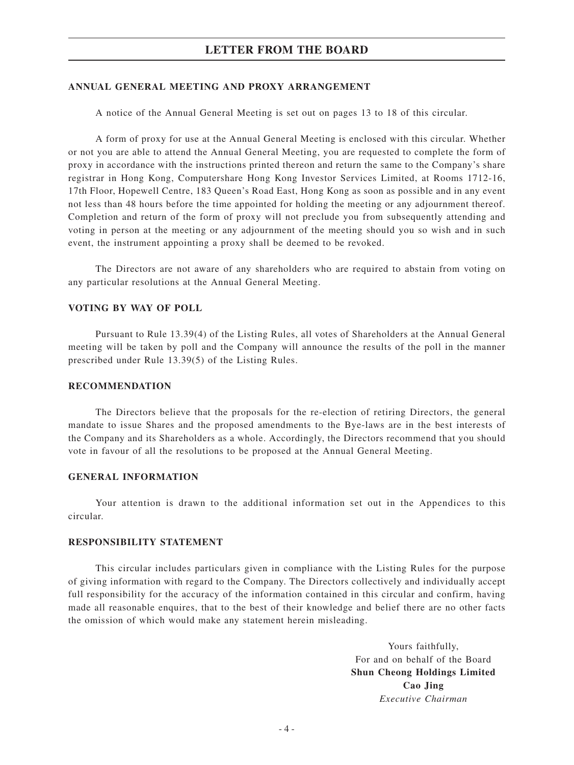## ANNUAL GENERAL MEETING AND PROXY ARRANGEMENT

A notice of the Annual General Meeting is set out on pages 13 to 18 of this circular.

A form of proxy for use at the Annual General Meeting is enclosed with this circular. Whether or not you are able to attend the Annual General Meeting, you are requested to complete the form of proxy in accordance with the instructions printed thereon and return the same to the Company's share registrar in Hong Kong, Computershare Hong Kong Investor Services Limited, at Rooms 1712-16, 17th Floor, Hopewell Centre, 183 Queen's Road East, Hong Kong as soon as possible and in any event not less than 48 hours before the time appointed for holding the meeting or any adjournment thereof. Completion and return of the form of proxy will not preclude you from subsequently attending and voting in person at the meeting or any adjournment of the meeting should you so wish and in such event, the instrument appointing a proxy shall be deemed to be revoked.

The Directors are not aware of any shareholders who are required to abstain from voting on any particular resolutions at the Annual General Meeting.

## VOTING BY WAY OF POLL

Pursuant to Rule 13.39(4) of the Listing Rules, all votes of Shareholders at the Annual General meeting will be taken by poll and the Company will announce the results of the poll in the manner prescribed under Rule 13.39(5) of the Listing Rules.

## RECOMMENDATION

The Directors believe that the proposals for the re-election of retiring Directors, the general mandate to issue Shares and the proposed amendments to the Bye-laws are in the best interests of the Company and its Shareholders as a whole. Accordingly, the Directors recommend that you should vote in favour of all the resolutions to be proposed at the Annual General Meeting.

## GENERAL INFORMATION

Your attention is drawn to the additional information set out in the Appendices to this circular.

## RESPONSIBILITY STATEMENT

This circular includes particulars given in compliance with the Listing Rules for the purpose of giving information with regard to the Company. The Directors collectively and individually accept full responsibility for the accuracy of the information contained in this circular and confirm, having made all reasonable enquires, that to the best of their knowledge and belief there are no other facts the omission of which would make any statement herein misleading.

Yours faithfully,
For and on behalf of the Board
**Shun Cheong Holdings Limited**
**Cao Jing**
*Executive Chairman*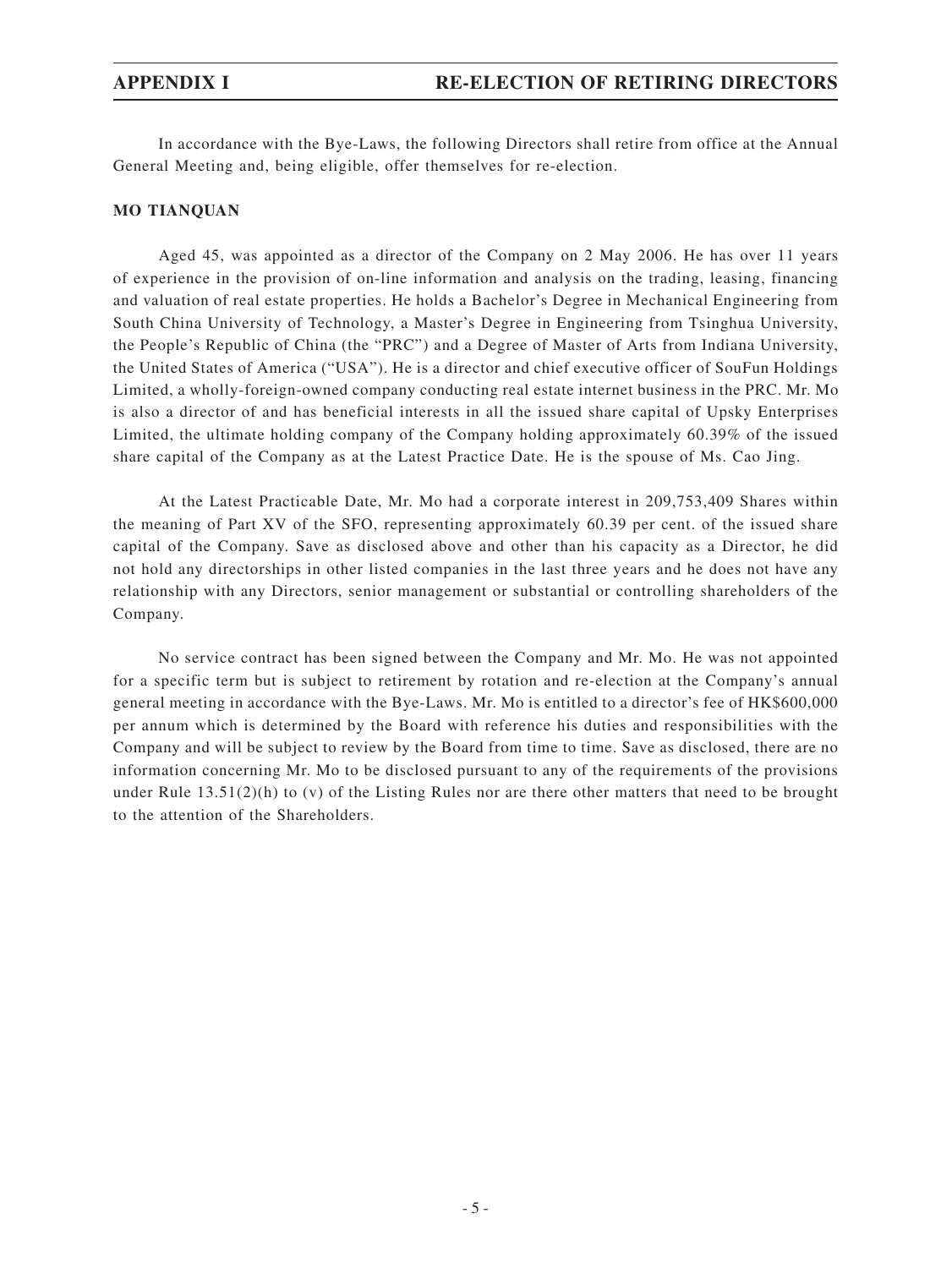# APPENDIX I RE-ELECTION OF RETIRING DIRECTORS

In accordance with the Bye-Laws, the following Directors shall retire from office at the Annual General Meeting and, being eligible, offer themselves for re-election.

**MO TIANQUAN**

Aged 45, was appointed as a director of the Company on 2 May 2006. He has over 11 years of experience in the provision of on-line information and analysis on the trading, leasing, financing and valuation of real estate properties. He holds a Bachelor's Degree in Mechanical Engineering from South China University of Technology, a Master's Degree in Engineering from Tsinghua University, the People's Republic of China (the "PRC") and a Degree of Master of Arts from Indiana University, the United States of America ("USA"). He is a director and chief executive officer of SouFun Holdings Limited, a wholly-foreign-owned company conducting real estate internet business in the PRC. Mr. Mo is also a director of and has beneficial interests in all the issued share capital of Upsky Enterprises Limited, the ultimate holding company of the Company holding approximately 60.39% of the issued share capital of the Company as at the Latest Practice Date. He is the spouse of Ms. Cao Jing.

At the Latest Practicable Date, Mr. Mo had a corporate interest in 209,753,409 Shares within the meaning of Part XV of the SFO, representing approximately 60.39 per cent. of the issued share capital of the Company. Save as disclosed above and other than his capacity as a Director, he did not hold any directorships in other listed companies in the last three years and he does not have any relationship with any Directors, senior management or substantial or controlling shareholders of the Company.

No service contract has been signed between the Company and Mr. Mo. He was not appointed for a specific term but is subject to retirement by rotation and re-election at the Company's annual general meeting in accordance with the Bye-Laws. Mr. Mo is entitled to a director's fee of HK$600,000 per annum which is determined by the Board with reference his duties and responsibilities with the Company and will be subject to review by the Board from time to time. Save as disclosed, there are no information concerning Mr. Mo to be disclosed pursuant to any of the requirements of the provisions under Rule 13.51(2)(h) to (v) of the Listing Rules nor are there other matters that need to be brought to the attention of the Shareholders.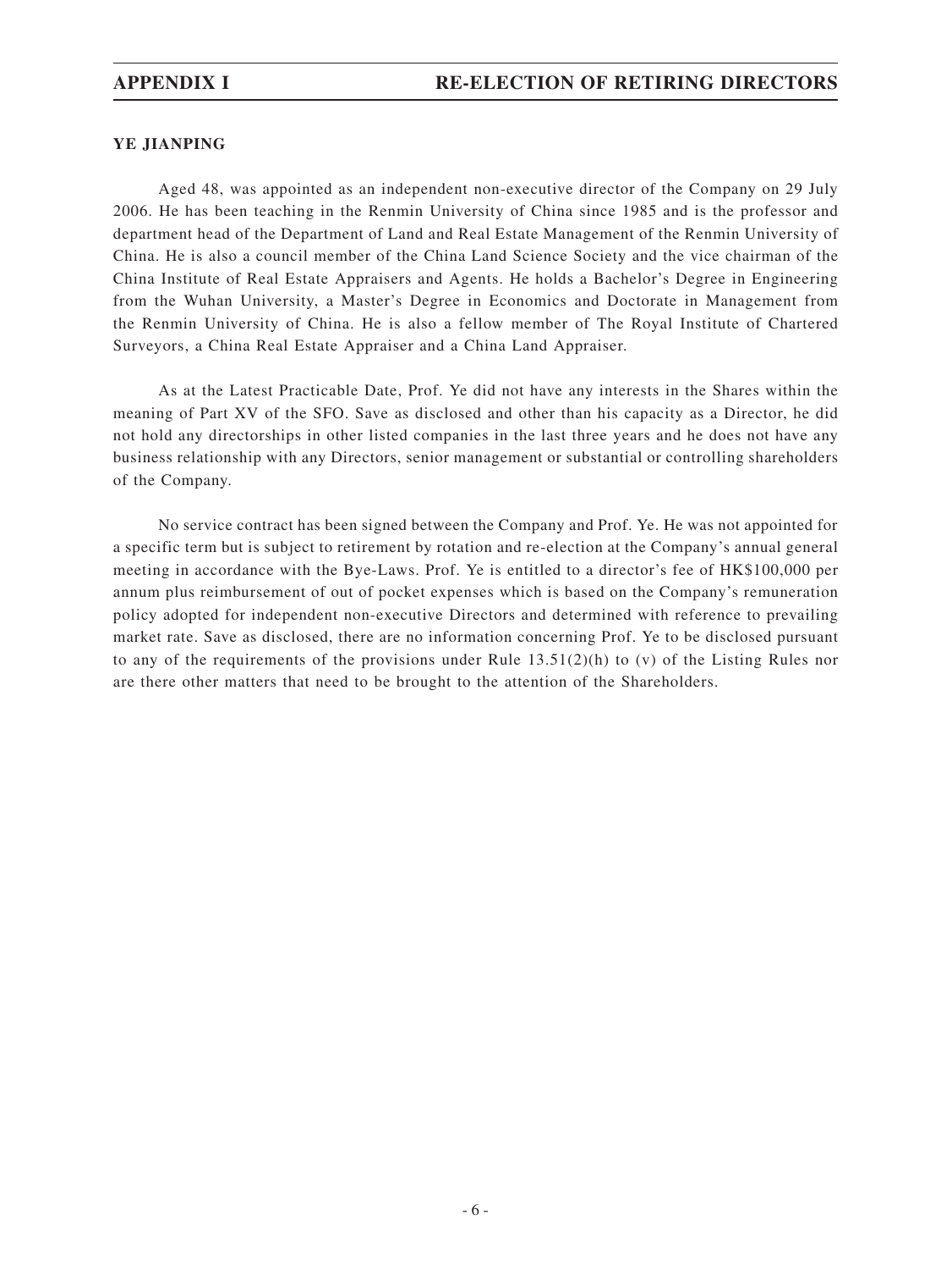## YE JIANPING

Aged 48, was appointed as an independent non-executive director of the Company on 29 July 2006. He has been teaching in the Renmin University of China since 1985 and is the professor and department head of the Department of Land and Real Estate Management of the Renmin University of China. He is also a council member of the China Land Science Society and the vice chairman of the China Institute of Real Estate Appraisers and Agents. He holds a Bachelor's Degree in Engineering from the Wuhan University, a Master's Degree in Economics and Doctorate in Management from the Renmin University of China. He is also a fellow member of The Royal Institute of Chartered Surveyors, a China Real Estate Appraiser and a China Land Appraiser.

As at the Latest Practicable Date, Prof. Ye did not have any interests in the Shares within the meaning of Part XV of the SFO. Save as disclosed and other than his capacity as a Director, he did not hold any directorships in other listed companies in the last three years and he does not have any business relationship with any Directors, senior management or substantial or controlling shareholders of the Company.

No service contract has been signed between the Company and Prof. Ye. He was not appointed for a specific term but is subject to retirement by rotation and re-election at the Company's annual general meeting in accordance with the Bye-Laws. Prof. Ye is entitled to a director's fee of HK$100,000 per annum plus reimbursement of out of pocket expenses which is based on the Company's remuneration policy adopted for independent non-executive Directors and determined with reference to prevailing market rate. Save as disclosed, there are no information concerning Prof. Ye to be disclosed pursuant to any of the requirements of the provisions under Rule 13.51(2)(h) to (v) of the Listing Rules nor are there other matters that need to be brought to the attention of the Shareholders.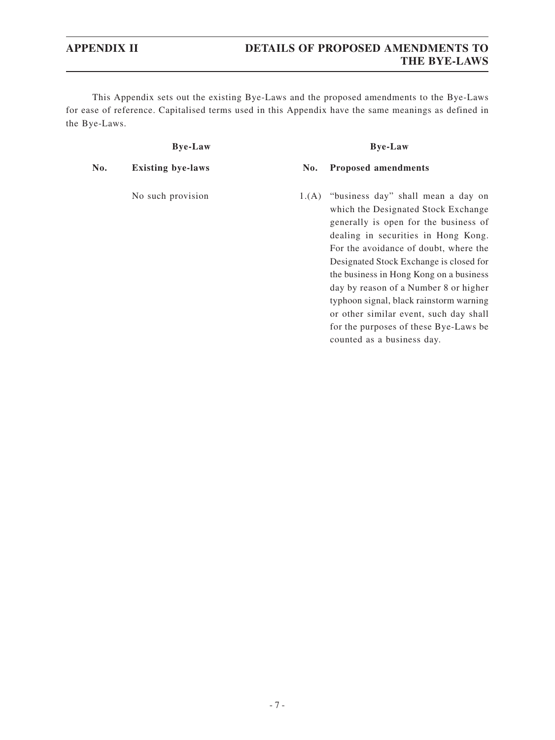# APPENDIX II DETAILS OF PROPOSED AMENDMENTS TO THE BYE-LAWS

This Appendix sets out the existing Bye-Laws and the proposed amendments to the Bye-Laws for ease of reference. Capitalised terms used in this Appendix have the same meanings as defined in the Bye-Laws.

| Bye-Law | | Bye-Law | |
|---|---|---|---|
| **No.** | **Existing bye-laws** | **No.** | **Proposed amendments** |
| | No such provision | 1.(A) | "business day" shall mean a day on which the Designated Stock Exchange generally is open for the business of dealing in securities in Hong Kong. For the avoidance of doubt, where the Designated Stock Exchange is closed for the business in Hong Kong on a business day by reason of a Number 8 or higher typhoon signal, black rainstorm warning or other similar event, such day shall for the purposes of these Bye-Laws be counted as a business day. |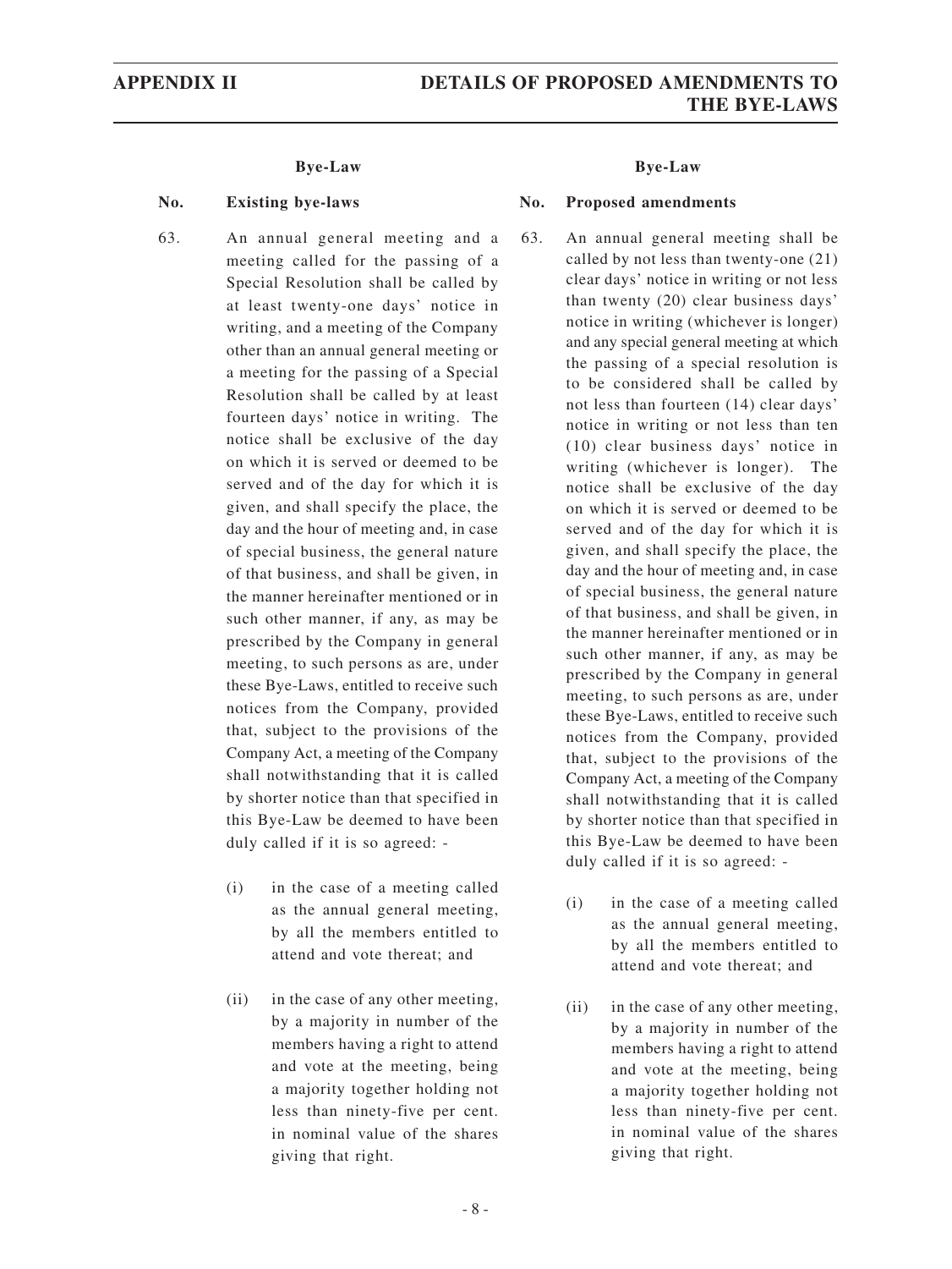| Bye-Law No. | Existing bye-laws | Bye-Law No. | Proposed amendments |
|---|---|---|---|
| 63. | An annual general meeting and a meeting called for the passing of a Special Resolution shall be called by at least twenty-one days' notice in writing, and a meeting of the Company other than an annual general meeting or a meeting for the passing of a Special Resolution shall be called by at least fourteen days' notice in writing. The notice shall be exclusive of the day on which it is served or deemed to be served and of the day for which it is given, and shall specify the place, the day and the hour of meeting and, in case of special business, the general nature of that business, and shall be given, in the manner hereinafter mentioned or in such other manner, if any, as may be prescribed by the Company in general meeting, to such persons as are, under these Bye-Laws, entitled to receive such notices from the Company, provided that, subject to the provisions of the Company Act, a meeting of the Company shall notwithstanding that it is called by shorter notice than that specified in this Bye-Law be deemed to have been duly called if it is so agreed: -<br><br>(i) in the case of a meeting called as the annual general meeting, by all the members entitled to attend and vote thereat; and<br><br>(ii) in the case of any other meeting, by a majority in number of the members having a right to attend and vote at the meeting, being a majority together holding not less than ninety-five per cent. in nominal value of the shares giving that right. | 63. | An annual general meeting shall be called by not less than twenty-one (21) clear days' notice in writing or not less than twenty (20) clear business days' notice in writing (whichever is longer) and any special general meeting at which the passing of a special resolution is to be considered shall be called by not less than fourteen (14) clear days' notice in writing or not less than ten (10) clear business days' notice in writing (whichever is longer). The notice shall be exclusive of the day on which it is served or deemed to be served and of the day for which it is given, and shall specify the place, the day and the hour of meeting and, in case of special business, the general nature of that business, and shall be given, in the manner hereinafter mentioned or in such other manner, if any, as may be prescribed by the Company in general meeting, to such persons as are, under these Bye-Laws, entitled to receive such notices from the Company, provided that, subject to the provisions of the Company Act, a meeting of the Company shall notwithstanding that it is called by shorter notice than that specified in this Bye-Law be deemed to have been duly called if it is so agreed: -<br><br>(i) in the case of a meeting called as the annual general meeting, by all the members entitled to attend and vote thereat; and<br><br>(ii) in the case of any other meeting, by a majority in number of the members having a right to attend and vote at the meeting, being a majority together holding not less than ninety-five per cent. in nominal value of the shares giving that right. |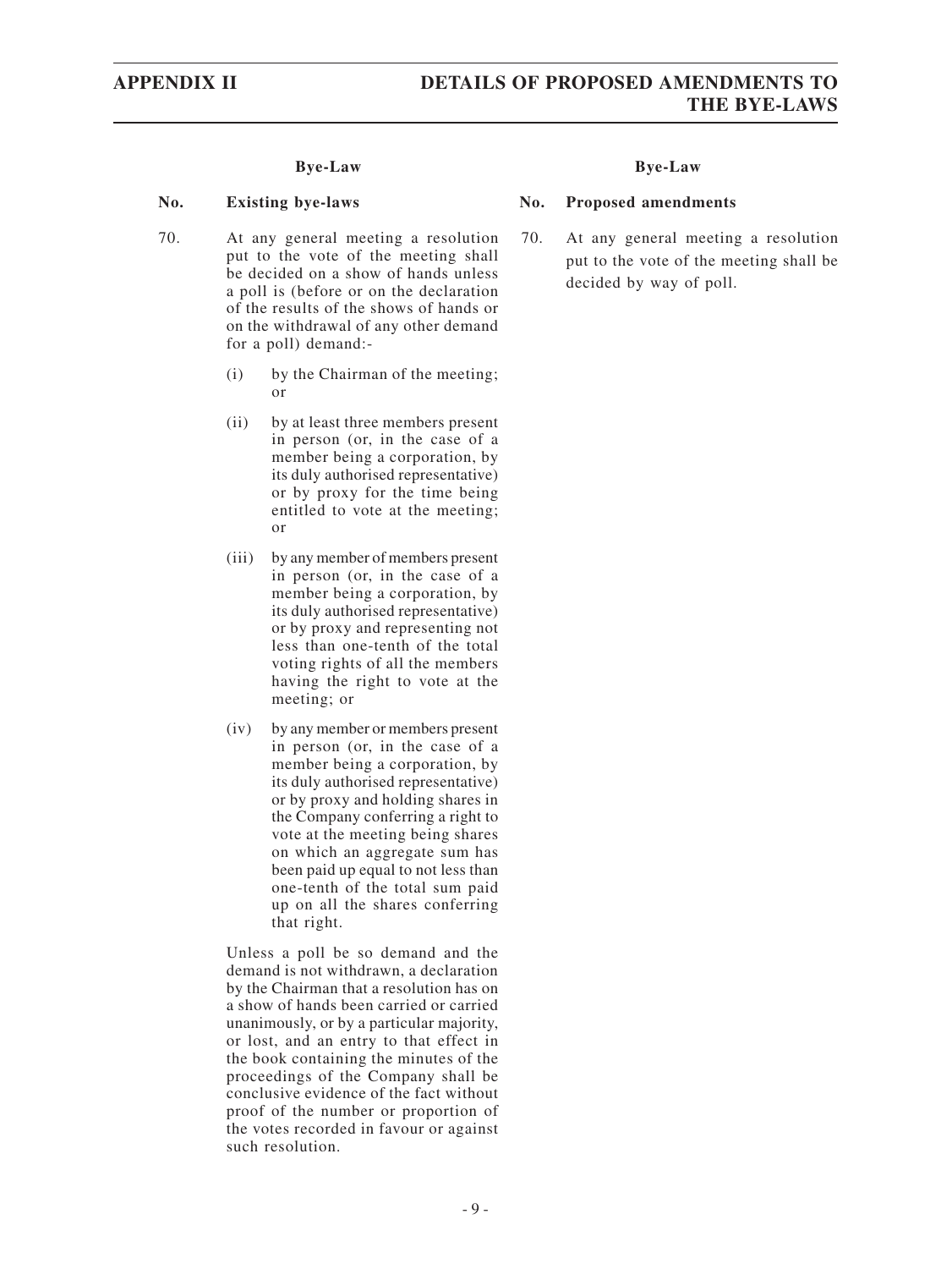| | Bye-Law | | Bye-Law |
|---|---|---|---|
| **No.** | **Existing bye-laws** | **No.** | **Proposed amendments** |
| 70. | At any general meeting a resolution put to the vote of the meeting shall be decided on a show of hands unless a poll is (before or on the declaration of the results of the shows of hands or on the withdrawal of any other demand for a poll) demand:-<br><br>(i) by the Chairman of the meeting; or<br><br>(ii) by at least three members present in person (or, in the case of a member being a corporation, by its duly authorised representative) or by proxy for the time being entitled to vote at the meeting; or<br><br>(iii) by any member of members present in person (or, in the case of a member being a corporation, by its duly authorised representative) or by proxy and representing not less than one-tenth of the total voting rights of all the members having the right to vote at the meeting; or<br><br>(iv) by any member or members present in person (or, in the case of a member being a corporation, by its duly authorised representative) or by proxy and holding shares in the Company conferring a right to vote at the meeting being shares on which an aggregate sum has been paid up equal to not less than one-tenth of the total sum paid up on all the shares conferring that right.<br><br>Unless a poll be so demand and the demand is not withdrawn, a declaration by the Chairman that a resolution has on a show of hands been carried or carried unanimously, or by a particular majority, or lost, and an entry to that effect in the book containing the minutes of the proceedings of the Company shall be conclusive evidence of the fact without proof of the number or proportion of the votes recorded in favour or against such resolution. | 70. | At any general meeting a resolution put to the vote of the meeting shall be decided by way of poll. |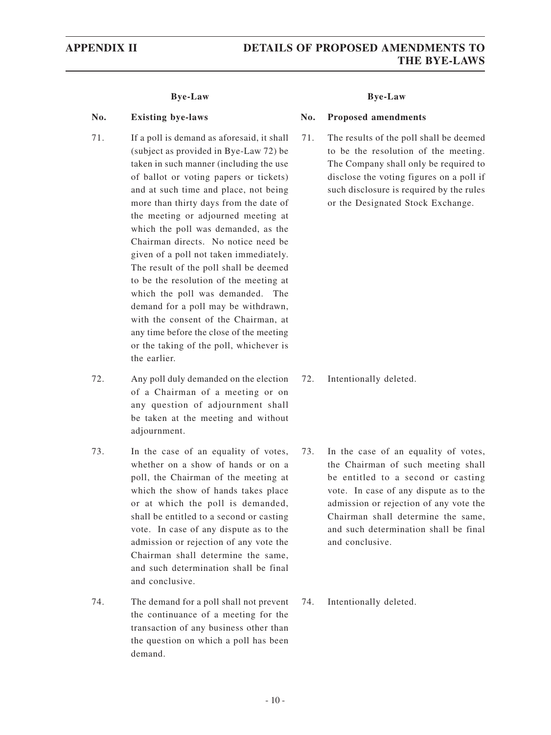| Bye-Law No. | Existing bye-laws | Bye-Law No. | Proposed amendments |
|---|---|---|---|
| 71. | If a poll is demand as aforesaid, it shall (subject as provided in Bye-Law 72) be taken in such manner (including the use of ballot or voting papers or tickets) and at such time and place, not being more than thirty days from the date of the meeting or adjourned meeting at which the poll was demanded, as the Chairman directs. No notice need be given of a poll not taken immediately. The result of the poll shall be deemed to be the resolution of the meeting at which the poll was demanded. The demand for a poll may be withdrawn, with the consent of the Chairman, at any time before the close of the meeting or the taking of the poll, whichever is the earlier. | 71. | The results of the poll shall be deemed to be the resolution of the meeting. The Company shall only be required to disclose the voting figures on a poll if such disclosure is required by the rules or the Designated Stock Exchange. |
| 72. | Any poll duly demanded on the election of a Chairman of a meeting or on any question of adjournment shall be taken at the meeting and without adjournment. | 72. | Intentionally deleted. |
| 73. | In the case of an equality of votes, whether on a show of hands or on a poll, the Chairman of the meeting at which the show of hands takes place or at which the poll is demanded, shall be entitled to a second or casting vote. In case of any dispute as to the admission or rejection of any vote the Chairman shall determine the same, and such determination shall be final and conclusive. | 73. | In the case of an equality of votes, the Chairman of such meeting shall be entitled to a second or casting vote. In case of any dispute as to the admission or rejection of any vote the Chairman shall determine the same, and such determination shall be final and conclusive. |
| 74. | The demand for a poll shall not prevent the continuance of a meeting for the transaction of any business other than the question on which a poll has been demand. | 74. | Intentionally deleted. |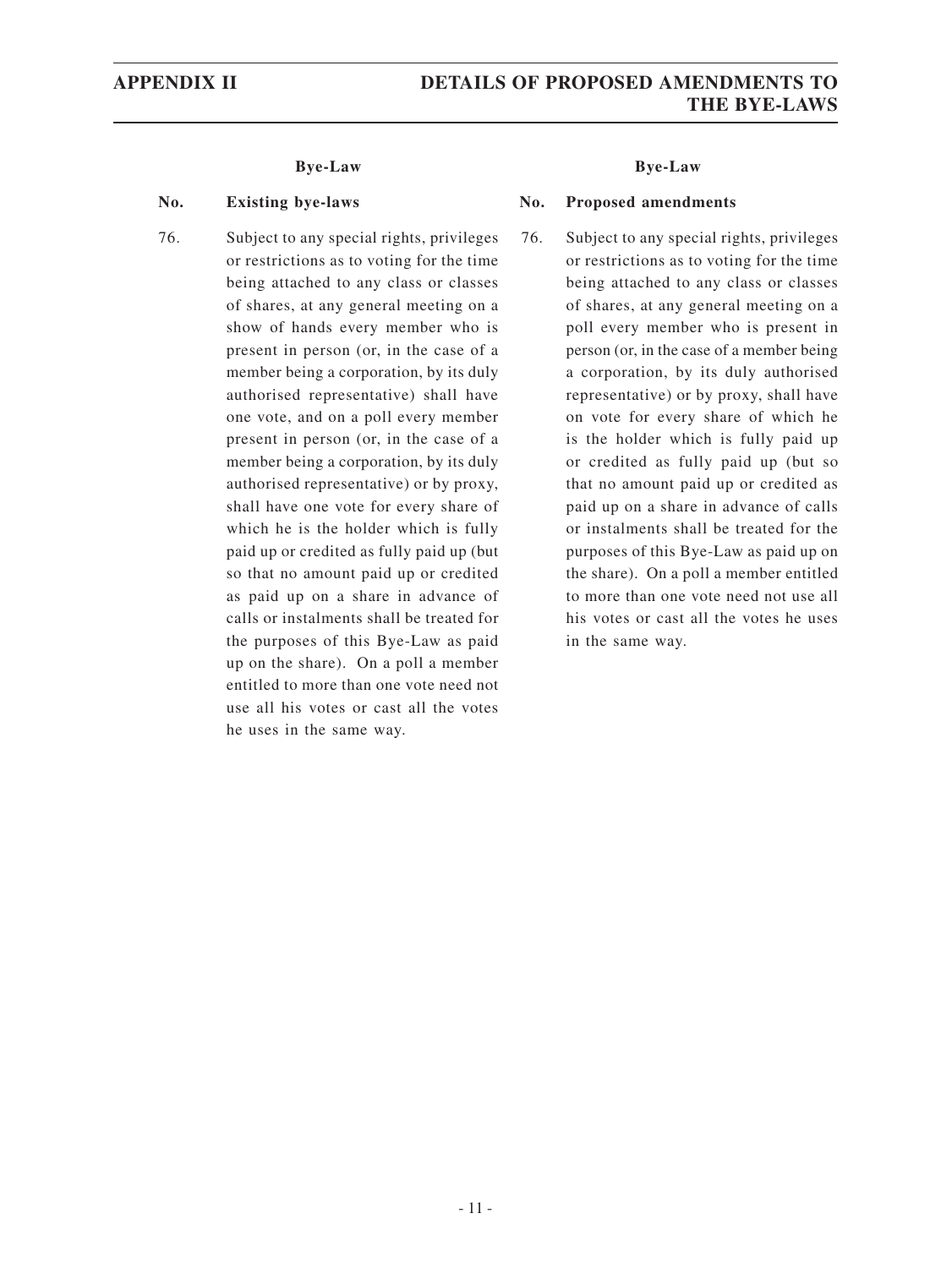| Bye-Law No. | Existing bye-laws | Bye-Law No. | Proposed amendments |
|---|---|---|---|
| 76. | Subject to any special rights, privileges or restrictions as to voting for the time being attached to any class or classes of shares, at any general meeting on a show of hands every member who is present in person (or, in the case of a member being a corporation, by its duly authorised representative) shall have one vote, and on a poll every member present in person (or, in the case of a member being a corporation, by its duly authorised representative) or by proxy, shall have one vote for every share of which he is the holder which is fully paid up or credited as fully paid up (but so that no amount paid up or credited as paid up on a share in advance of calls or instalments shall be treated for the purposes of this Bye-Law as paid up on the share). On a poll a member entitled to more than one vote need not use all his votes or cast all the votes he uses in the same way. | 76. | Subject to any special rights, privileges or restrictions as to voting for the time being attached to any class or classes of shares, at any general meeting on a poll every member who is present in person (or, in the case of a member being a corporation, by its duly authorised representative) or by proxy, shall have on vote for every share of which he is the holder which is fully paid up or credited as fully paid up (but so that no amount paid up or credited as paid up on a share in advance of calls or instalments shall be treated for the purposes of this Bye-Law as paid up on the share). On a poll a member entitled to more than one vote need not use all his votes or cast all the votes he uses in the same way. |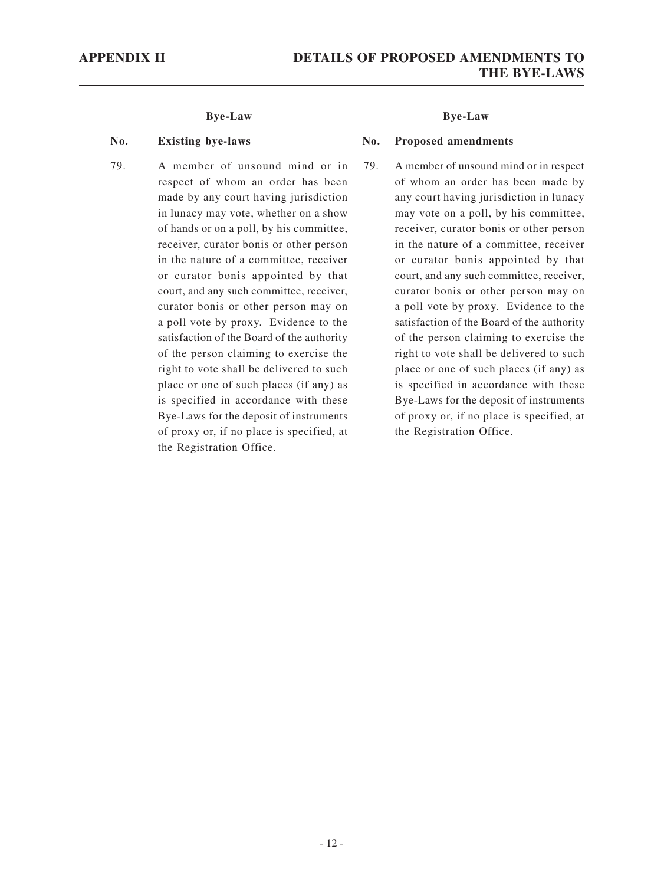| Bye-Law No. | Existing bye-laws | Bye-Law No. | Proposed amendments |
|---|---|---|---|
| 79. | A member of unsound mind or in respect of whom an order has been made by any court having jurisdiction in lunacy may vote, whether on a show of hands or on a poll, by his committee, receiver, curator bonis or other person in the nature of a committee, receiver or curator bonis appointed by that court, and any such committee, receiver, curator bonis or other person may on a poll vote by proxy. Evidence to the satisfaction of the Board of the authority of the person claiming to exercise the right to vote shall be delivered to such place or one of such places (if any) as is specified in accordance with these Bye-Laws for the deposit of instruments of proxy or, if no place is specified, at the Registration Office. | 79. | A member of unsound mind or in respect of whom an order has been made by any court having jurisdiction in lunacy may vote on a poll, by his committee, receiver, curator bonis or other person in the nature of a committee, receiver or curator bonis appointed by that court, and any such committee, receiver, curator bonis or other person may on a poll vote by proxy. Evidence to the satisfaction of the Board of the authority of the person claiming to exercise the right to vote shall be delivered to such place or one of such places (if any) as is specified in accordance with these Bye-Laws for the deposit of instruments of proxy or, if no place is specified, at the Registration Office. |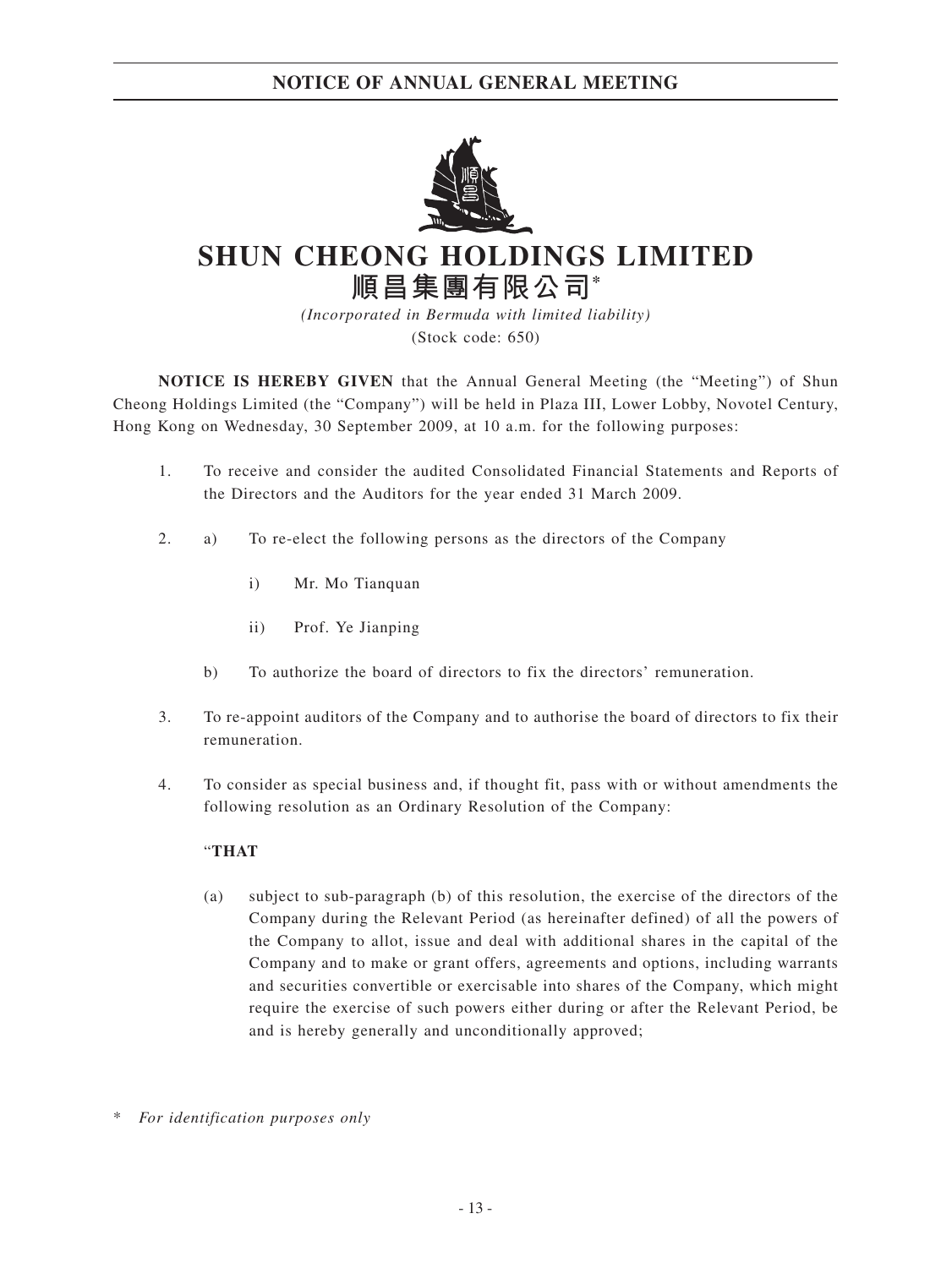# NOTICE OF ANNUAL GENERAL MEETING

# SHUN CHEONG HOLDINGS LIMITED
# 順昌集團有限公司*

*(Incorporated in Bermuda with limited liability)*
(Stock code: 650)

**NOTICE IS HEREBY GIVEN** that the Annual General Meeting (the "Meeting") of Shun Cheong Holdings Limited (the "Company") will be held in Plaza III, Lower Lobby, Novotel Century, Hong Kong on Wednesday, 30 September 2009, at 10 a.m. for the following purposes:

1. To receive and consider the audited Consolidated Financial Statements and Reports of the Directors and the Auditors for the year ended 31 March 2009.

2. a) To re-elect the following persons as the directors of the Company

   i) Mr. Mo Tianquan

   ii) Prof. Ye Jianping

   b) To authorize the board of directors to fix the directors' remuneration.

3. To re-appoint auditors of the Company and to authorise the board of directors to fix their remuneration.

4. To consider as special business and, if thought fit, pass with or without amendments the following resolution as an Ordinary Resolution of the Company:

   "**THAT**

   (a) subject to sub-paragraph (b) of this resolution, the exercise of the directors of the Company during the Relevant Period (as hereinafter defined) of all the powers of the Company to allot, issue and deal with additional shares in the capital of the Company and to make or grant offers, agreements and options, including warrants and securities convertible or exercisable into shares of the Company, which might require the exercise of such powers either during or after the Relevant Period, be and is hereby generally and unconditionally approved;

\* *For identification purposes only*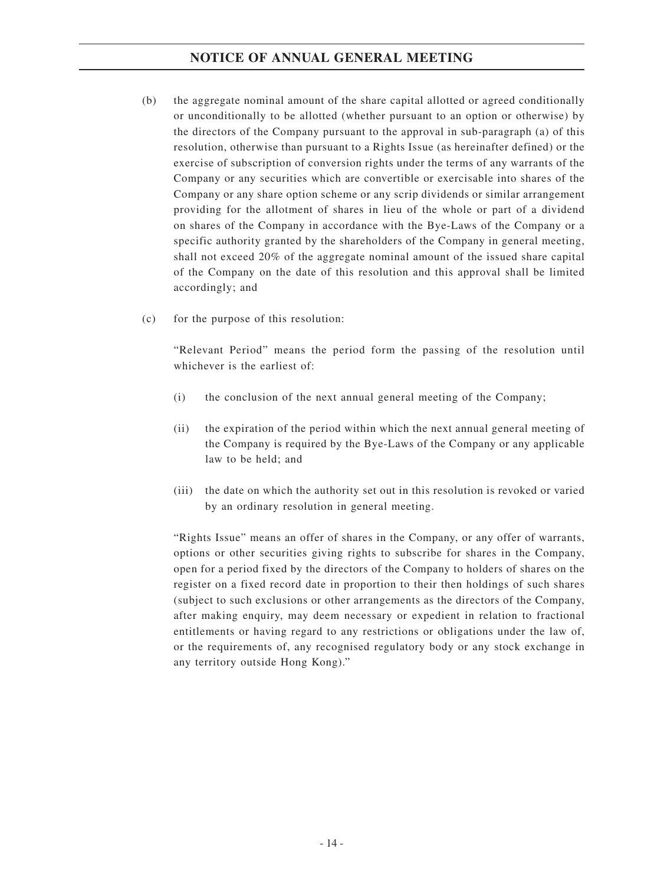(b) the aggregate nominal amount of the share capital allotted or agreed conditionally or unconditionally to be allotted (whether pursuant to an option or otherwise) by the directors of the Company pursuant to the approval in sub-paragraph (a) of this resolution, otherwise than pursuant to a Rights Issue (as hereinafter defined) or the exercise of subscription of conversion rights under the terms of any warrants of the Company or any securities which are convertible or exercisable into shares of the Company or any share option scheme or any scrip dividends or similar arrangement providing for the allotment of shares in lieu of the whole or part of a dividend on shares of the Company in accordance with the Bye-Laws of the Company or a specific authority granted by the shareholders of the Company in general meeting, shall not exceed 20% of the aggregate nominal amount of the issued share capital of the Company on the date of this resolution and this approval shall be limited accordingly; and

(c) for the purpose of this resolution:

"Relevant Period" means the period form the passing of the resolution until whichever is the earliest of:

(i) the conclusion of the next annual general meeting of the Company;

(ii) the expiration of the period within which the next annual general meeting of the Company is required by the Bye-Laws of the Company or any applicable law to be held; and

(iii) the date on which the authority set out in this resolution is revoked or varied by an ordinary resolution in general meeting.

"Rights Issue" means an offer of shares in the Company, or any offer of warrants, options or other securities giving rights to subscribe for shares in the Company, open for a period fixed by the directors of the Company to holders of shares on the register on a fixed record date in proportion to their then holdings of such shares (subject to such exclusions or other arrangements as the directors of the Company, after making enquiry, may deem necessary or expedient in relation to fractional entitlements or having regard to any restrictions or obligations under the law of, or the requirements of, any recognised regulatory body or any stock exchange in any territory outside Hong Kong)."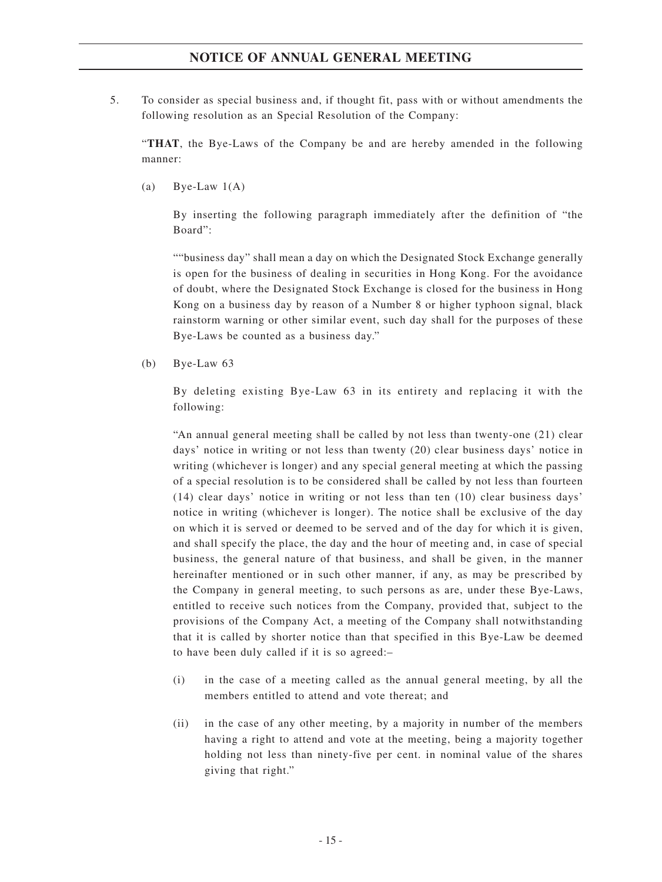5. To consider as special business and, if thought fit, pass with or without amendments the following resolution as an Special Resolution of the Company:

"**THAT**, the Bye-Laws of the Company be and are hereby amended in the following manner:

(a) Bye-Law 1(A)

By inserting the following paragraph immediately after the definition of "the Board":

""business day" shall mean a day on which the Designated Stock Exchange generally is open for the business of dealing in securities in Hong Kong. For the avoidance of doubt, where the Designated Stock Exchange is closed for the business in Hong Kong on a business day by reason of a Number 8 or higher typhoon signal, black rainstorm warning or other similar event, such day shall for the purposes of these Bye-Laws be counted as a business day."

(b) Bye-Law 63

By deleting existing Bye-Law 63 in its entirety and replacing it with the following:

"An annual general meeting shall be called by not less than twenty-one (21) clear days' notice in writing or not less than twenty (20) clear business days' notice in writing (whichever is longer) and any special general meeting at which the passing of a special resolution is to be considered shall be called by not less than fourteen (14) clear days' notice in writing or not less than ten (10) clear business days' notice in writing (whichever is longer). The notice shall be exclusive of the day on which it is served or deemed to be served and of the day for which it is given, and shall specify the place, the day and the hour of meeting and, in case of special business, the general nature of that business, and shall be given, in the manner hereinafter mentioned or in such other manner, if any, as may be prescribed by the Company in general meeting, to such persons as are, under these Bye-Laws, entitled to receive such notices from the Company, provided that, subject to the provisions of the Company Act, a meeting of the Company shall notwithstanding that it is called by shorter notice than that specified in this Bye-Law be deemed to have been duly called if it is so agreed:–

(i) in the case of a meeting called as the annual general meeting, by all the members entitled to attend and vote thereat; and

(ii) in the case of any other meeting, by a majority in number of the members having a right to attend and vote at the meeting, being a majority together holding not less than ninety-five per cent. in nominal value of the shares giving that right."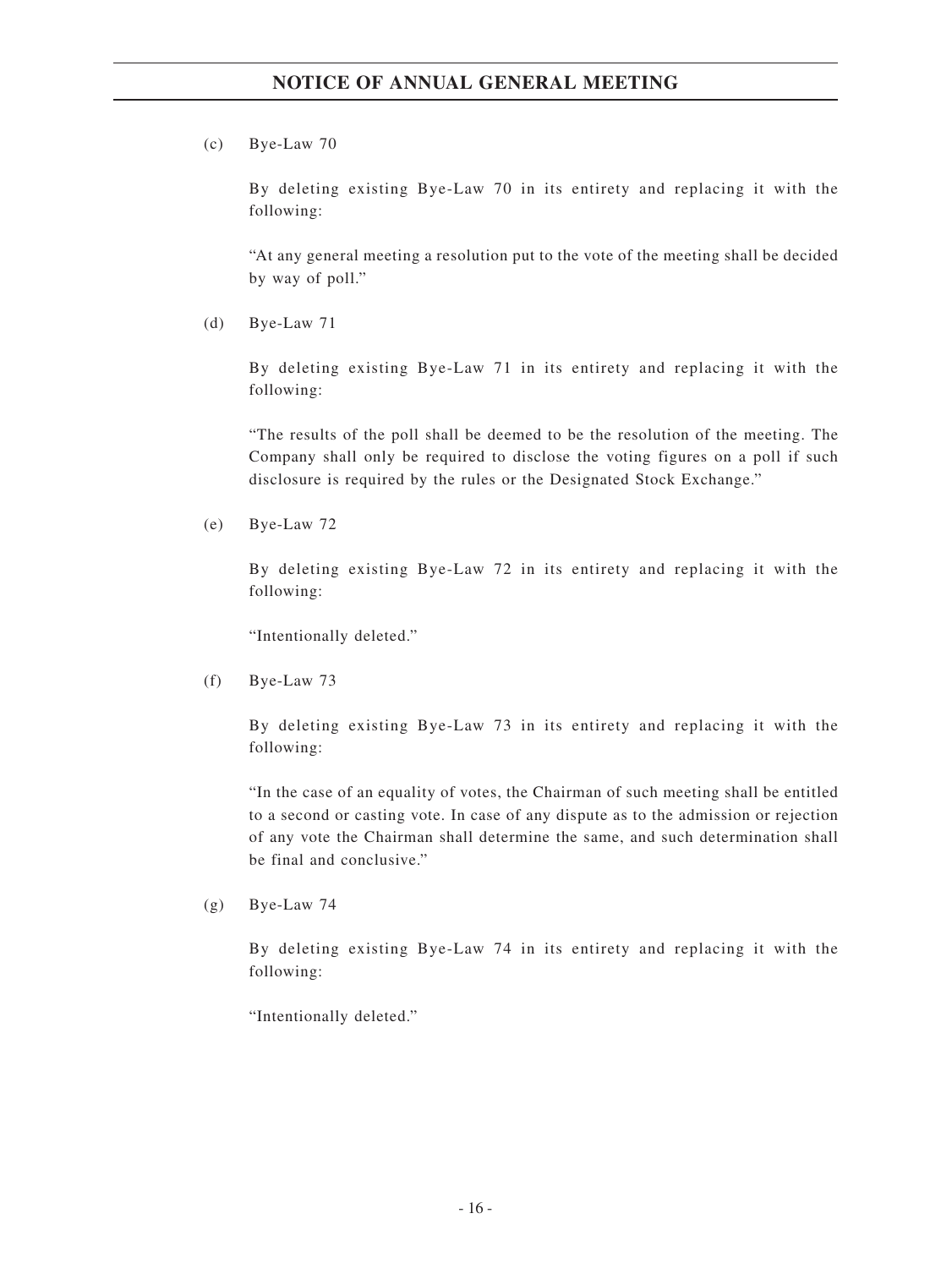(c) Bye-Law 70

By deleting existing Bye-Law 70 in its entirety and replacing it with the following:

"At any general meeting a resolution put to the vote of the meeting shall be decided by way of poll."

(d) Bye-Law 71

By deleting existing Bye-Law 71 in its entirety and replacing it with the following:

"The results of the poll shall be deemed to be the resolution of the meeting. The Company shall only be required to disclose the voting figures on a poll if such disclosure is required by the rules or the Designated Stock Exchange."

(e) Bye-Law 72

By deleting existing Bye-Law 72 in its entirety and replacing it with the following:

"Intentionally deleted."

(f) Bye-Law 73

By deleting existing Bye-Law 73 in its entirety and replacing it with the following:

"In the case of an equality of votes, the Chairman of such meeting shall be entitled to a second or casting vote. In case of any dispute as to the admission or rejection of any vote the Chairman shall determine the same, and such determination shall be final and conclusive."

(g) Bye-Law 74

By deleting existing Bye-Law 74 in its entirety and replacing it with the following:

"Intentionally deleted."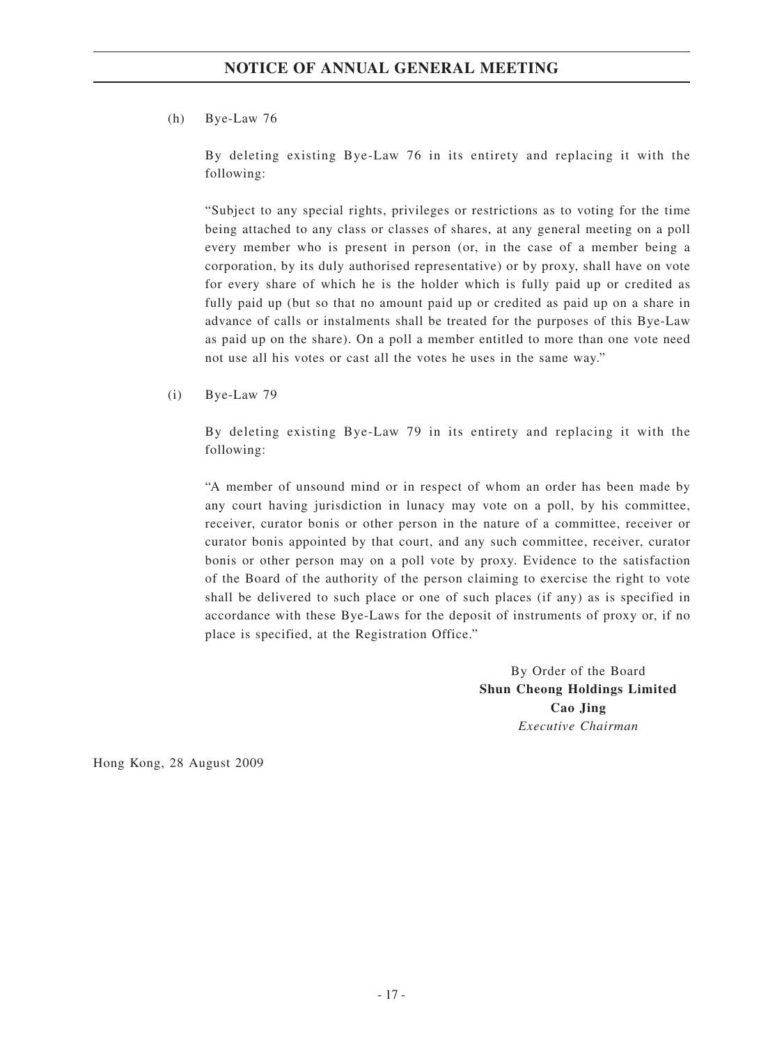(h) Bye-Law 76

By deleting existing Bye-Law 76 in its entirety and replacing it with the following:

"Subject to any special rights, privileges or restrictions as to voting for the time being attached to any class or classes of shares, at any general meeting on a poll every member who is present in person (or, in the case of a member being a corporation, by its duly authorised representative) or by proxy, shall have on vote for every share of which he is the holder which is fully paid up or credited as fully paid up (but so that no amount paid up or credited as paid up on a share in advance of calls or instalments shall be treated for the purposes of this Bye-Law as paid up on the share). On a poll a member entitled to more than one vote need not use all his votes or cast all the votes he uses in the same way."

(i) Bye-Law 79

By deleting existing Bye-Law 79 in its entirety and replacing it with the following:

"A member of unsound mind or in respect of whom an order has been made by any court having jurisdiction in lunacy may vote on a poll, by his committee, receiver, curator bonis or other person in the nature of a committee, receiver or curator bonis appointed by that court, and any such committee, receiver, curator bonis or other person may on a poll vote by proxy. Evidence to the satisfaction of the Board of the authority of the person claiming to exercise the right to vote shall be delivered to such place or one of such places (if any) as is specified in accordance with these Bye-Laws for the deposit of instruments of proxy or, if no place is specified, at the Registration Office."

By Order of the Board
**Shun Cheong Holdings Limited**
**Cao Jing**
*Executive Chairman*

Hong Kong, 28 August 2009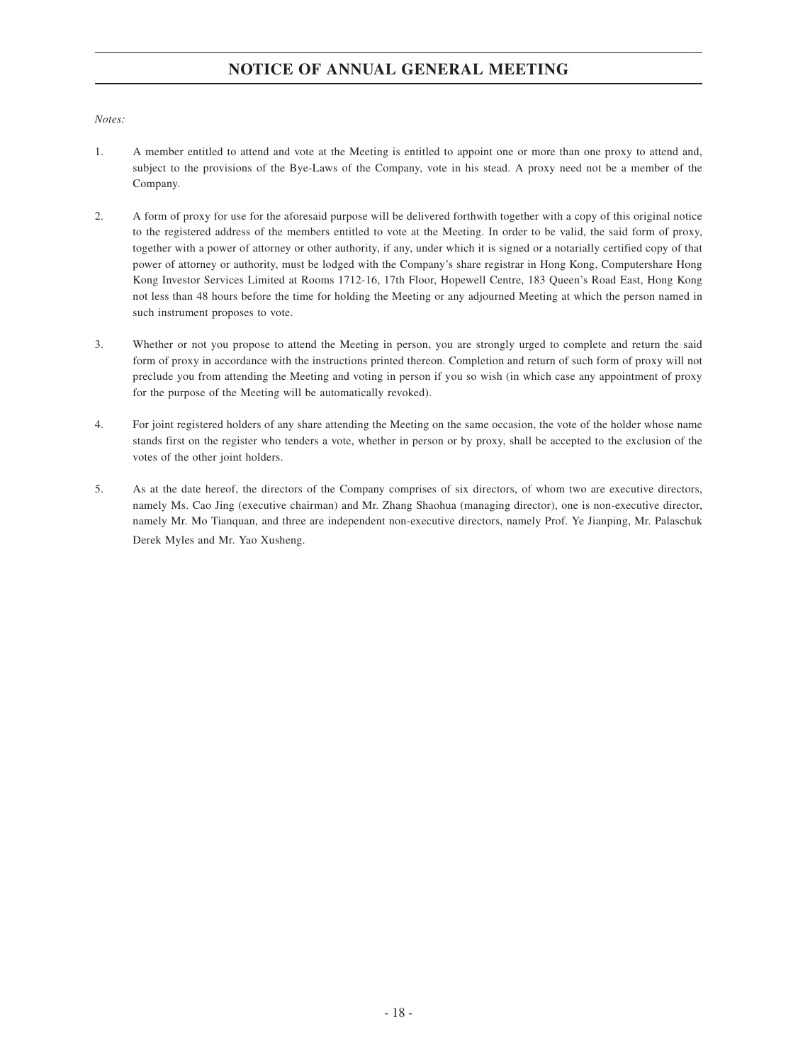*Notes:*

1. A member entitled to attend and vote at the Meeting is entitled to appoint one or more than one proxy to attend and, subject to the provisions of the Bye-Laws of the Company, vote in his stead. A proxy need not be a member of the Company.

2. A form of proxy for use for the aforesaid purpose will be delivered forthwith together with a copy of this original notice to the registered address of the members entitled to vote at the Meeting. In order to be valid, the said form of proxy, together with a power of attorney or other authority, if any, under which it is signed or a notarially certified copy of that power of attorney or authority, must be lodged with the Company's share registrar in Hong Kong, Computershare Hong Kong Investor Services Limited at Rooms 1712-16, 17th Floor, Hopewell Centre, 183 Queen's Road East, Hong Kong not less than 48 hours before the time for holding the Meeting or any adjourned Meeting at which the person named in such instrument proposes to vote.

3. Whether or not you propose to attend the Meeting in person, you are strongly urged to complete and return the said form of proxy in accordance with the instructions printed thereon. Completion and return of such form of proxy will not preclude you from attending the Meeting and voting in person if you so wish (in which case any appointment of proxy for the purpose of the Meeting will be automatically revoked).

4. For joint registered holders of any share attending the Meeting on the same occasion, the vote of the holder whose name stands first on the register who tenders a vote, whether in person or by proxy, shall be accepted to the exclusion of the votes of the other joint holders.

5. As at the date hereof, the directors of the Company comprises of six directors, of whom two are executive directors, namely Ms. Cao Jing (executive chairman) and Mr. Zhang Shaohua (managing director), one is non-executive director, namely Mr. Mo Tianquan, and three are independent non-executive directors, namely Prof. Ye Jianping, Mr. Palaschuk Derek Myles and Mr. Yao Xusheng.